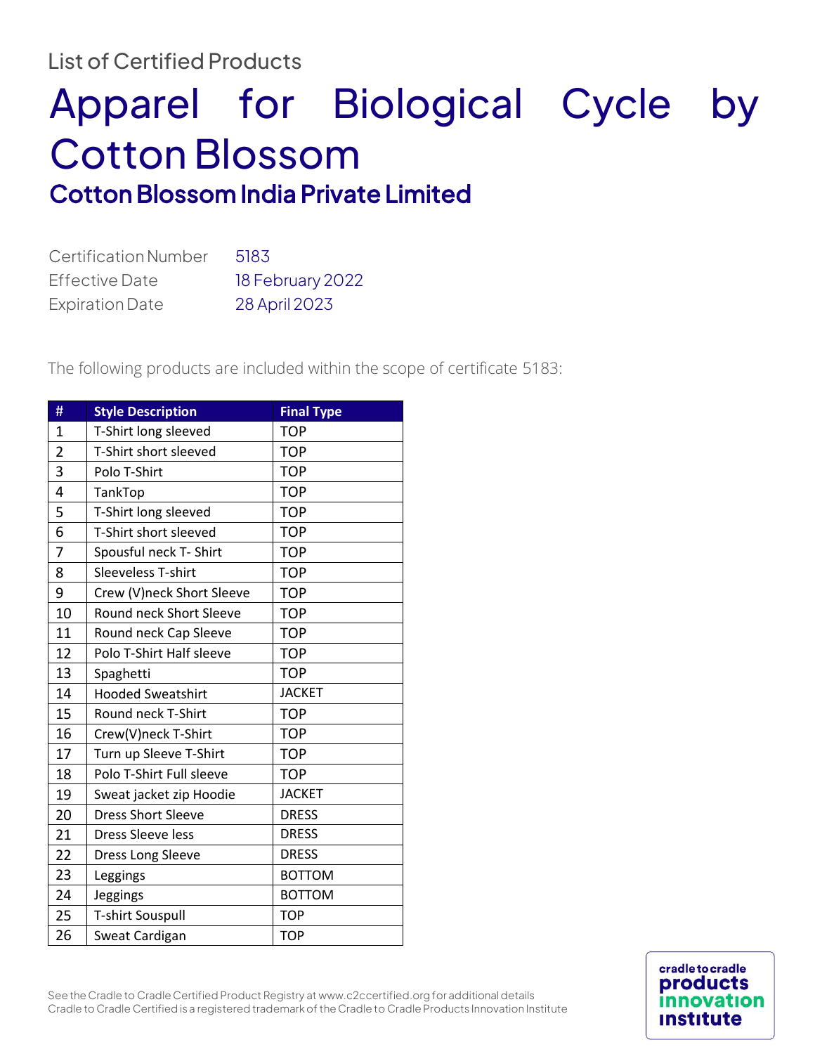List of Certified Products

# Apparel for Biological Cycle by Cotton Blossom

## Cotton Blossom India Private Limited

| | |
|---|---|
| Certification Number | 5183 |
| Effective Date | 18 February 2022 |
| Expiration Date | 28 April 2023 |

The following products are included within the scope of certificate 5183:

| # | Style Description | Final Type |
|---|---|---|
| 1 | T-Shirt long sleeved | TOP |
| 2 | T-Shirt short sleeved | TOP |
| 3 | Polo T-Shirt | TOP |
| 4 | TankTop | TOP |
| 5 | T-Shirt long sleeved | TOP |
| 6 | T-Shirt short sleeved | TOP |
| 7 | Spousful neck T- Shirt | TOP |
| 8 | Sleeveless T-shirt | TOP |
| 9 | Crew (V)neck Short Sleeve | TOP |
| 10 | Round neck Short Sleeve | TOP |
| 11 | Round neck Cap Sleeve | TOP |
| 12 | Polo T-Shirt Half sleeve | TOP |
| 13 | Spaghetti | TOP |
| 14 | Hooded Sweatshirt | JACKET |
| 15 | Round neck T-Shirt | TOP |
| 16 | Crew(V)neck T-Shirt | TOP |
| 17 | Turn up Sleeve T-Shirt | TOP |
| 18 | Polo T-Shirt Full sleeve | TOP |
| 19 | Sweat jacket zip Hoodie | JACKET |
| 20 | Dress Short Sleeve | DRESS |
| 21 | Dress Sleeve less | DRESS |
| 22 | Dress Long Sleeve | DRESS |
| 23 | Leggings | BOTTOM |
| 24 | Jeggings | BOTTOM |
| 25 | T-shirt Souspull | TOP |
| 26 | Sweat Cardigan | TOP |

See the Cradle to Cradle Certified Product Registry at www.c2ccertified.org for additional details
Cradle to Cradle Certified is a registered trademark of the Cradle to Cradle Products Innovation Institute

cradle to cradle products innovation institute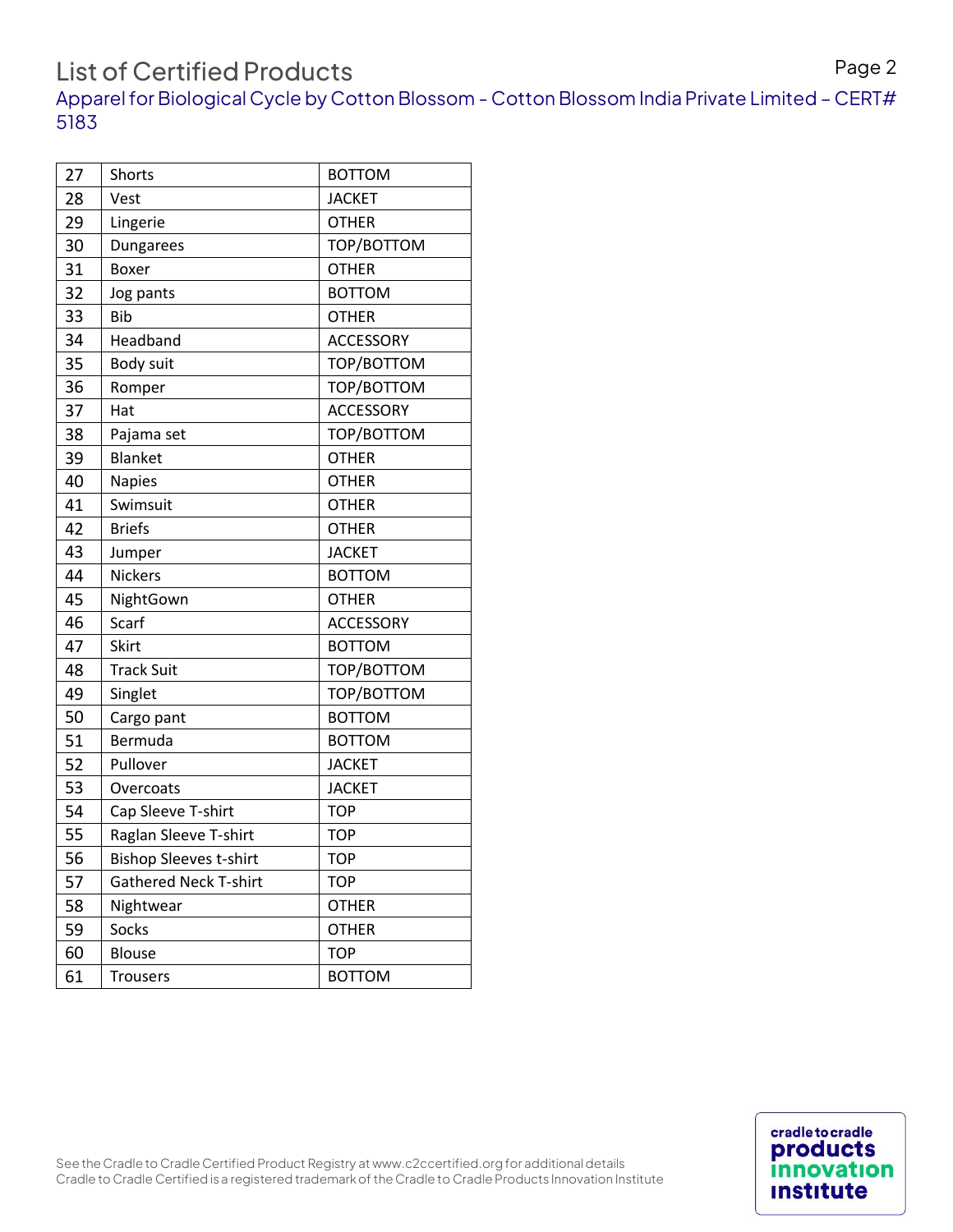# List of Certified Products

## Apparel for Biological Cycle by Cotton Blossom - Cotton Blossom India Private Limited – CERT# 5183

| | | |
|---|---|---|
| 27 | Shorts | BOTTOM |
| 28 | Vest | JACKET |
| 29 | Lingerie | OTHER |
| 30 | Dungarees | TOP/BOTTOM |
| 31 | Boxer | OTHER |
| 32 | Jog pants | BOTTOM |
| 33 | Bib | OTHER |
| 34 | Headband | ACCESSORY |
| 35 | Body suit | TOP/BOTTOM |
| 36 | Romper | TOP/BOTTOM |
| 37 | Hat | ACCESSORY |
| 38 | Pajama set | TOP/BOTTOM |
| 39 | Blanket | OTHER |
| 40 | Napies | OTHER |
| 41 | Swimsuit | OTHER |
| 42 | Briefs | OTHER |
| 43 | Jumper | JACKET |
| 44 | Nickers | BOTTOM |
| 45 | NightGown | OTHER |
| 46 | Scarf | ACCESSORY |
| 47 | Skirt | BOTTOM |
| 48 | Track Suit | TOP/BOTTOM |
| 49 | Singlet | TOP/BOTTOM |
| 50 | Cargo pant | BOTTOM |
| 51 | Bermuda | BOTTOM |
| 52 | Pullover | JACKET |
| 53 | Overcoats | JACKET |
| 54 | Cap Sleeve T-shirt | TOP |
| 55 | Raglan Sleeve T-shirt | TOP |
| 56 | Bishop Sleeves t-shirt | TOP |
| 57 | Gathered Neck T-shirt | TOP |
| 58 | Nightwear | OTHER |
| 59 | Socks | OTHER |
| 60 | Blouse | TOP |
| 61 | Trousers | BOTTOM |

See the Cradle to Cradle Certified Product Registry at www.c2ccertified.org for additional details
Cradle to Cradle Certified is a registered trademark of the Cradle to Cradle Products Innovation Institute

cradle to cradle products innovation institute